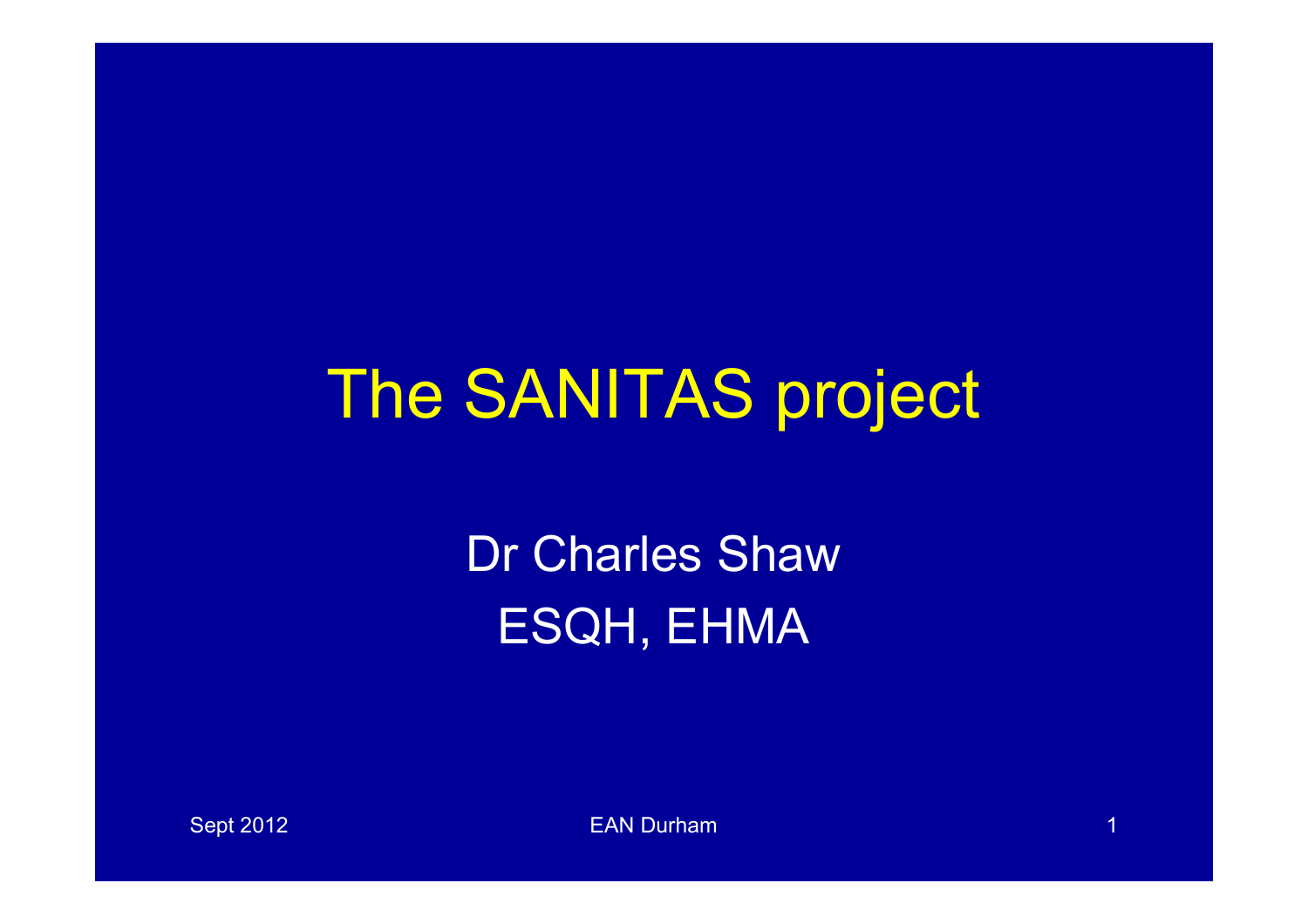# The SANITAS project

Dr Charles Shaw

ESQH, EHMA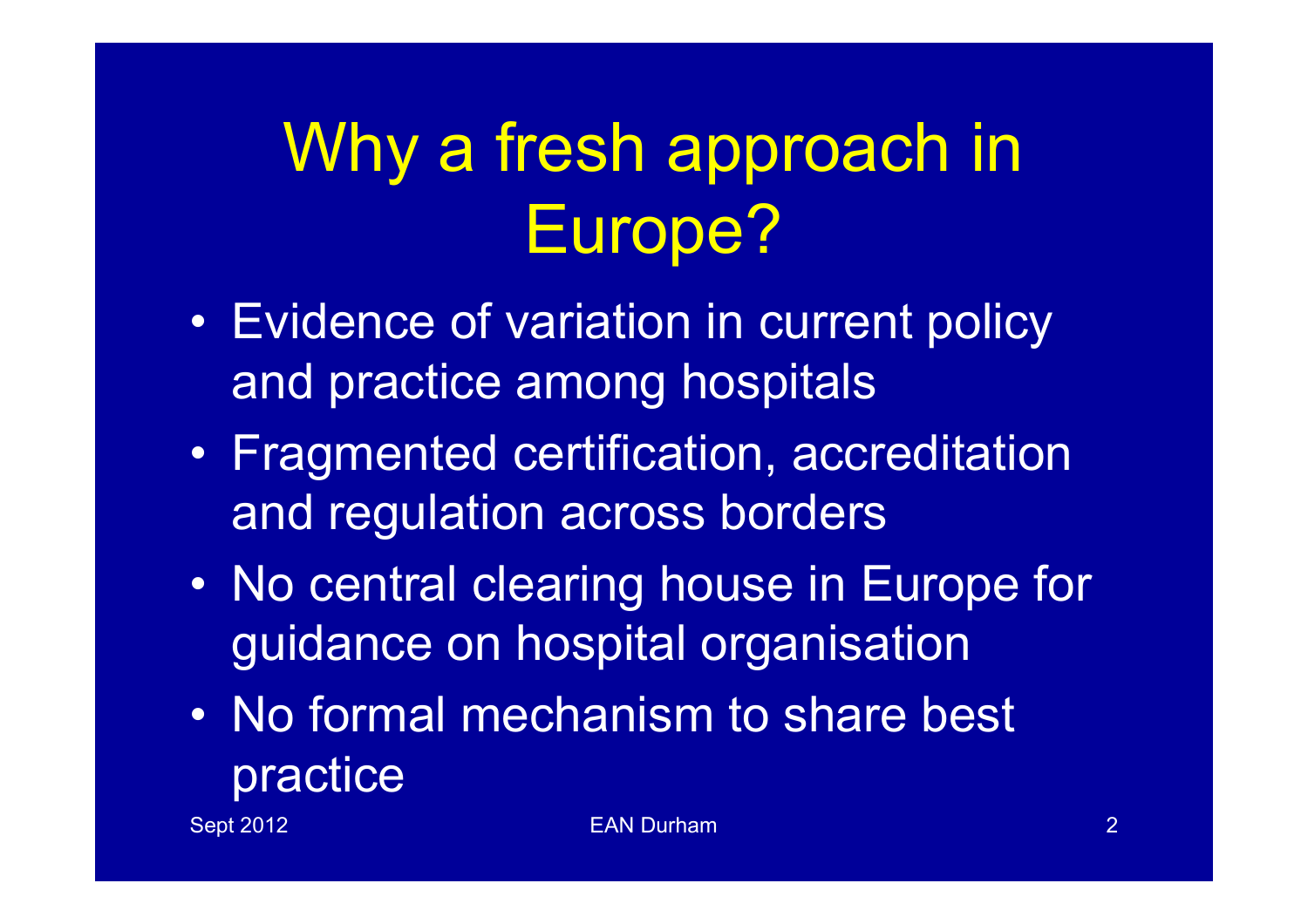# Why a fresh approach in Europe?

- Evidence of variation in current policy and practice among hospitals
- Fragmented certification, accreditation and regulation across borders
- No central clearing house in Europe for guidance on hospital organisation
- No formal mechanism to share best practice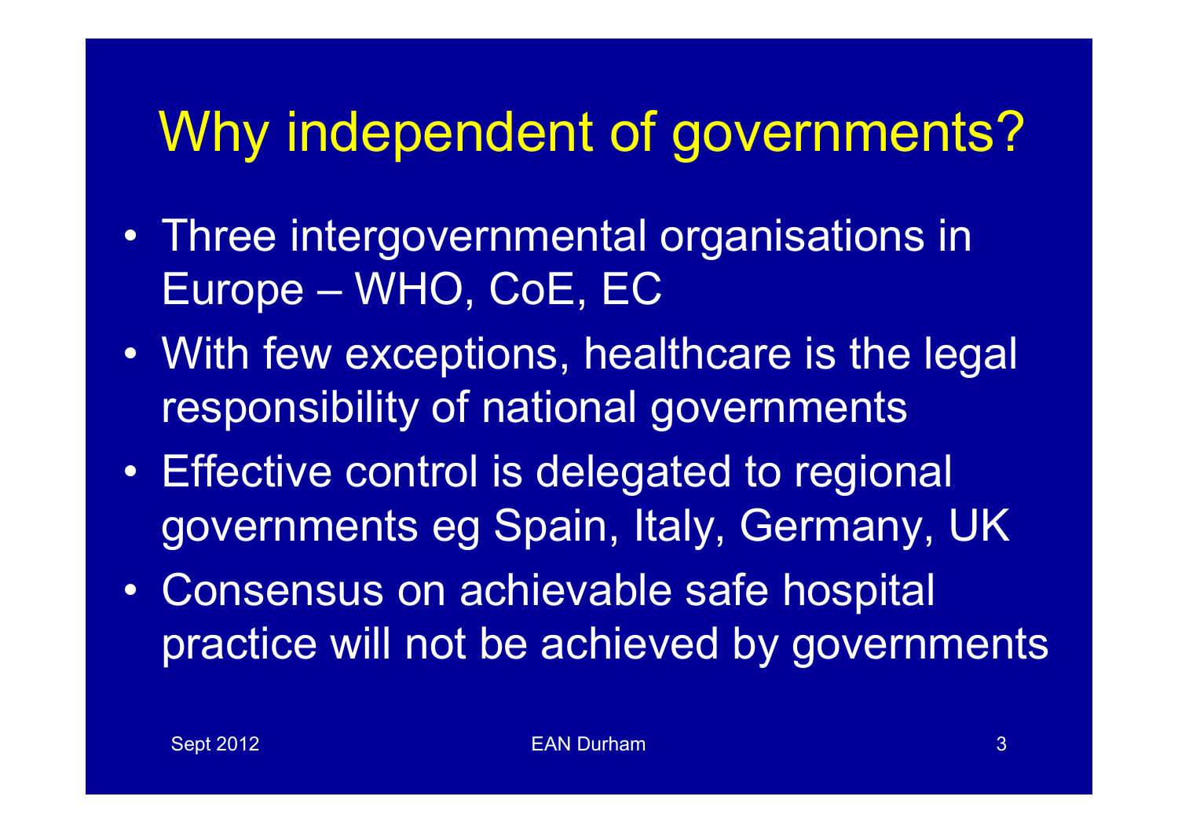# Why independent of governments?

- Three intergovernmental organisations in Europe – WHO, CoE, EC
- With few exceptions, healthcare is the legal responsibility of national governments
- Effective control is delegated to regional governments eg Spain, Italy, Germany, UK
- Consensus on achievable safe hospital practice will not be achieved by governments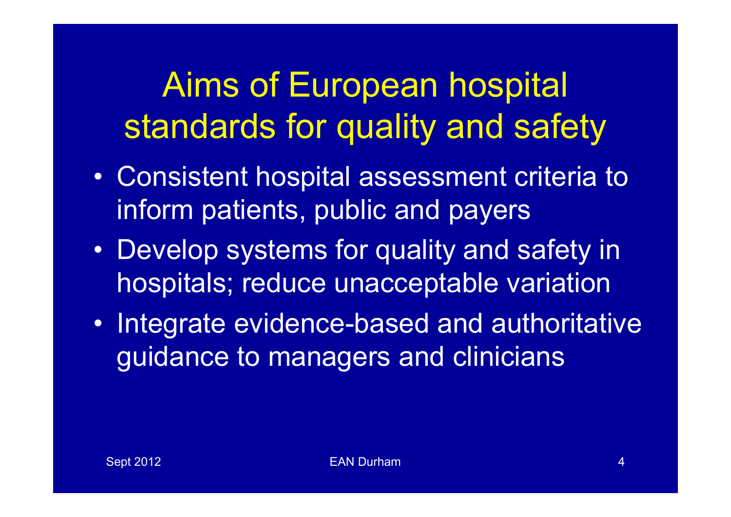# Aims of European hospital standards for quality and safety

- Consistent hospital assessment criteria to inform patients, public and payers
- Develop systems for quality and safety in hospitals; reduce unacceptable variation
- Integrate evidence-based and authoritative guidance to managers and clinicians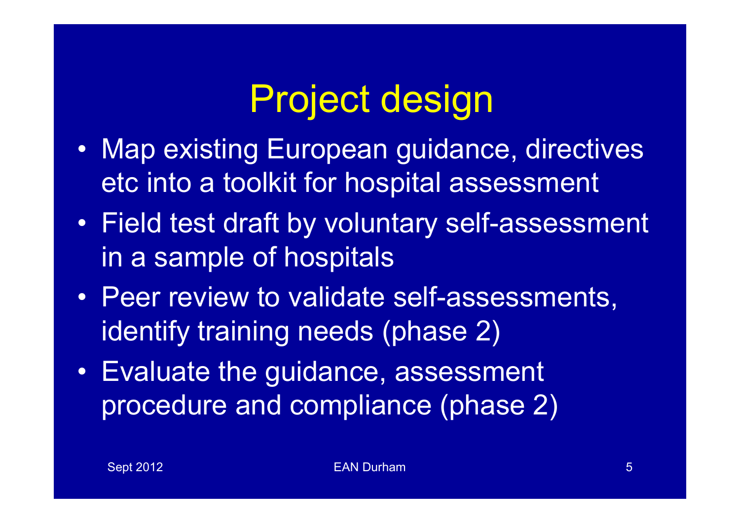# Project design

- Map existing European guidance, directives etc into a toolkit for hospital assessment
- Field test draft by voluntary self-assessment in a sample of hospitals
- Peer review to validate self-assessments, identify training needs (phase 2)
- Evaluate the guidance, assessment procedure and compliance (phase 2)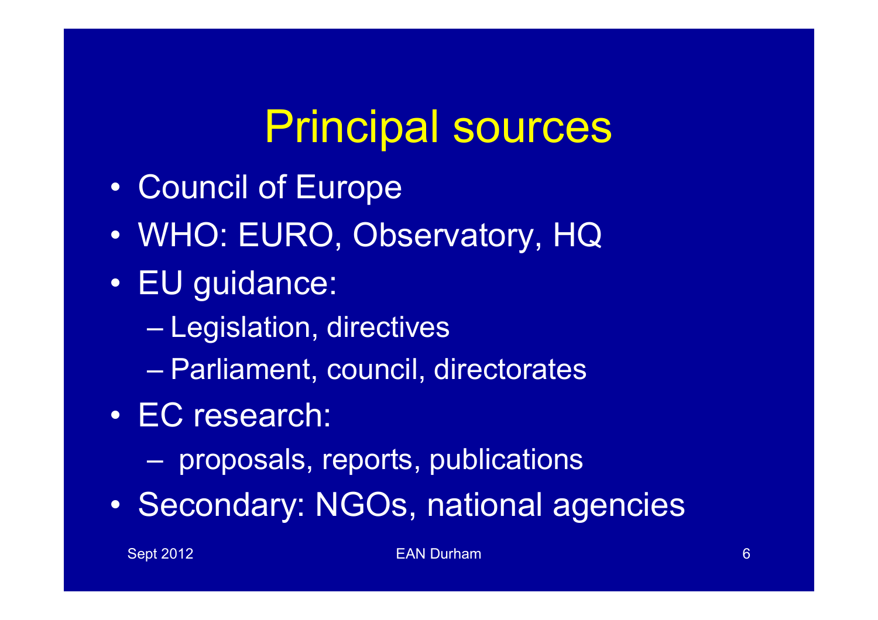# Principal sources

- Council of Europe
- WHO: EURO, Observatory, HQ
- EU guidance:
  - Legislation, directives
  - Parliament, council, directorates
- EC research:
  - proposals, reports, publications
- Secondary: NGOs, national agencies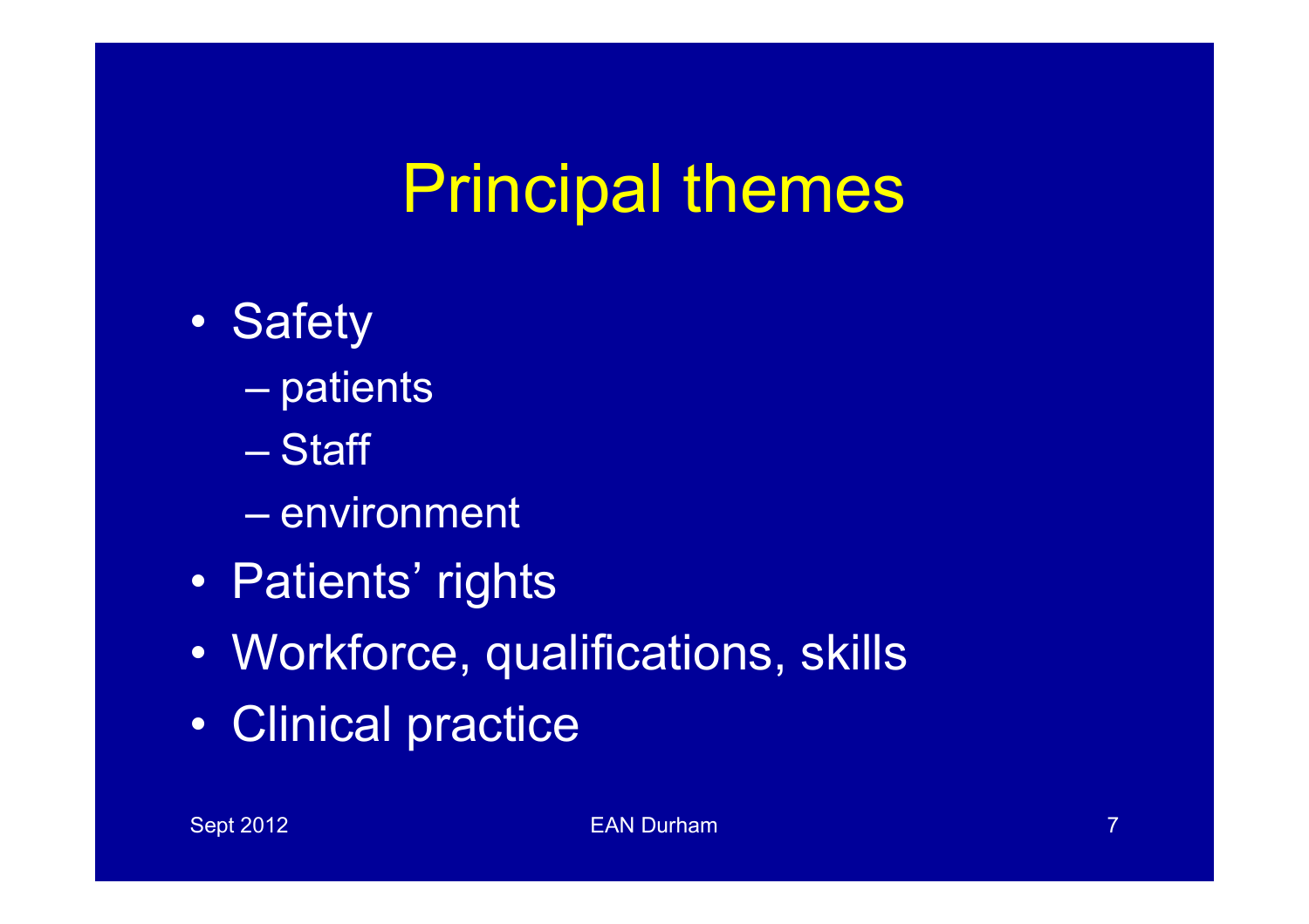# Principal themes

- Safety
  - patients
  - Staff
  - environment
- Patients' rights
- Workforce, qualifications, skills
- Clinical practice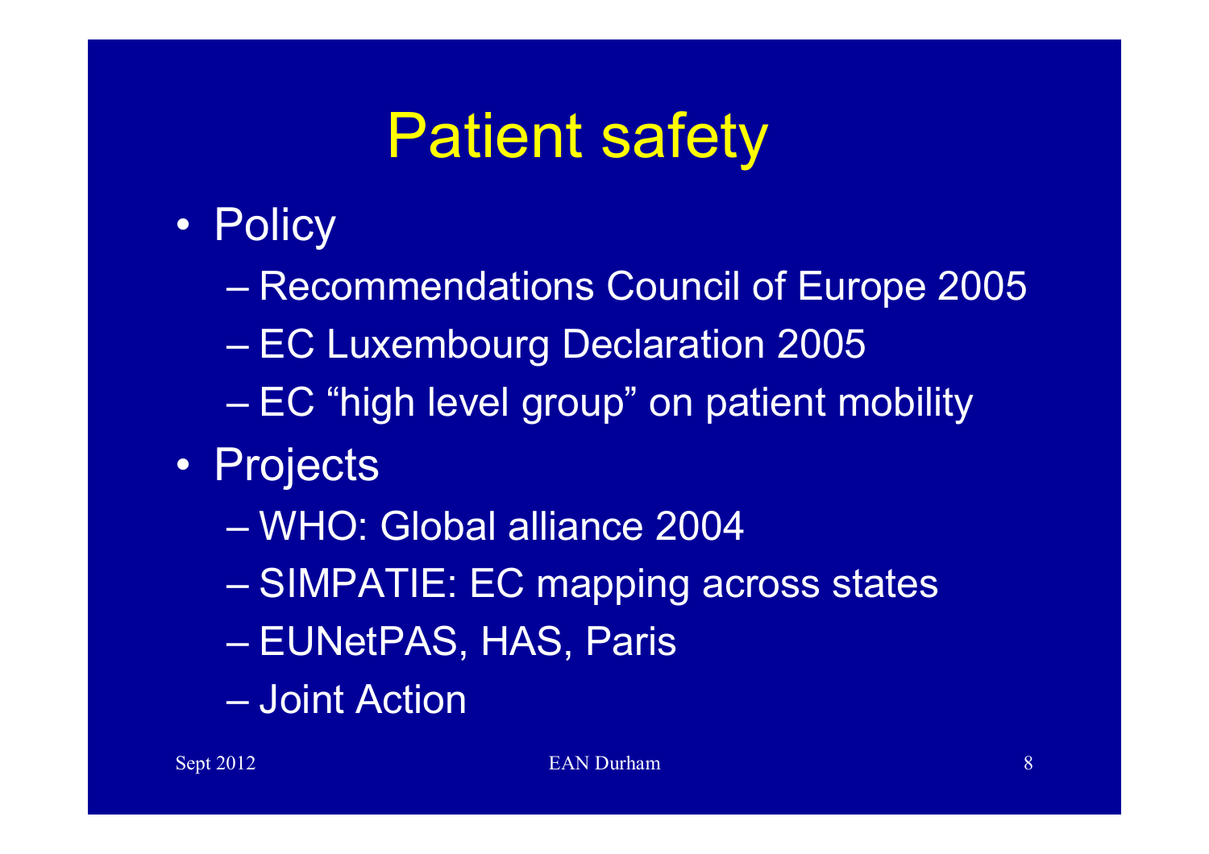# Patient safety

- Policy
  - Recommendations Council of Europe 2005
  - EC Luxembourg Declaration 2005
  - EC "high level group" on patient mobility
- Projects
  - WHO: Global alliance 2004
  - SIMPATIE: EC mapping across states
  - EUNetPAS, HAS, Paris
  - Joint Action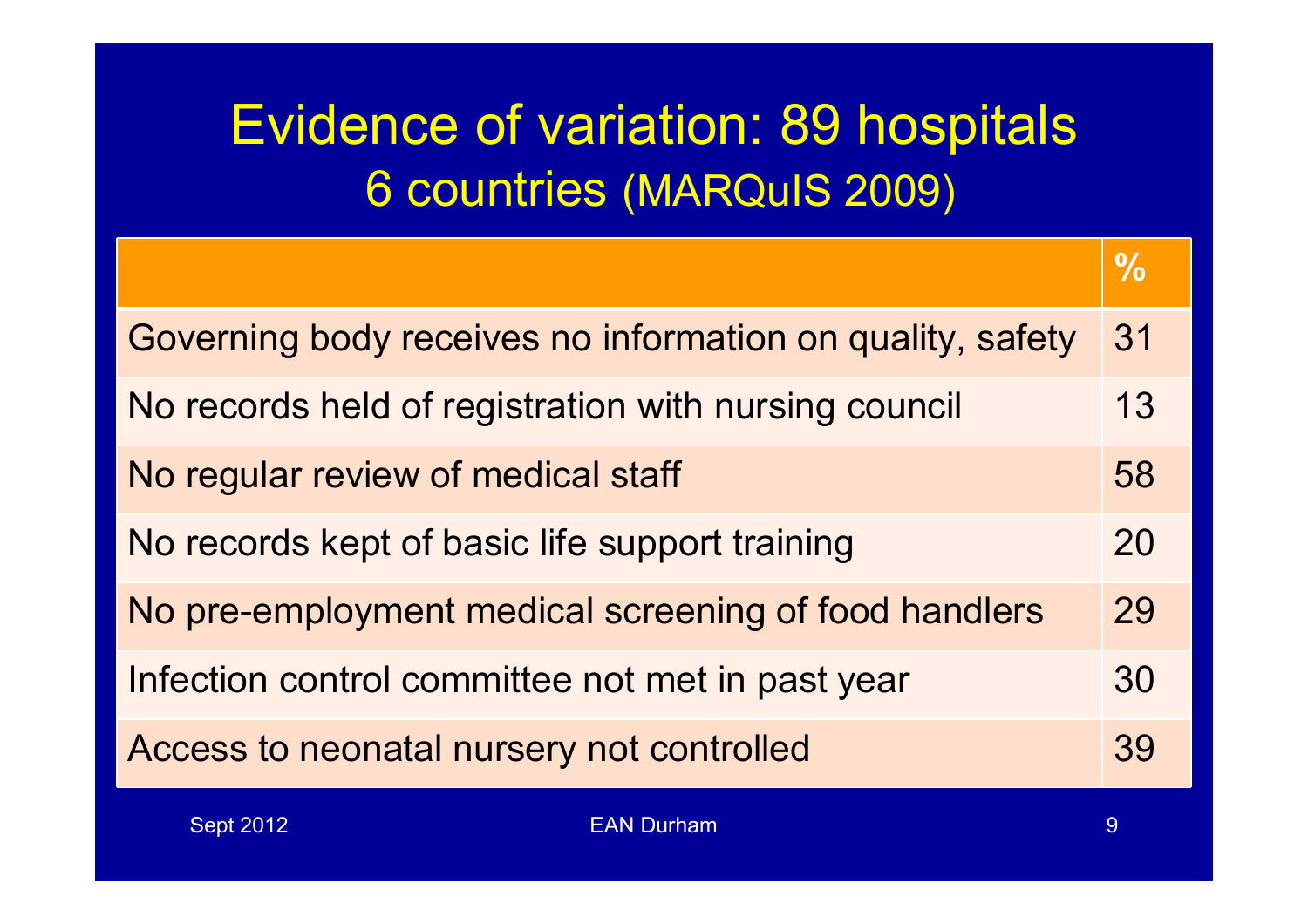# Evidence of variation: 89 hospitals
## 6 countries (MARQuIS 2009)

| | % |
|---|---|
| Governing body receives no information on quality, safety | 31 |
| No records held of registration with nursing council | 13 |
| No regular review of medical staff | 58 |
| No records kept of basic life support training | 20 |
| No pre-employment medical screening of food handlers | 29 |
| Infection control committee not met in past year | 30 |
| Access to neonatal nursery not controlled | 39 |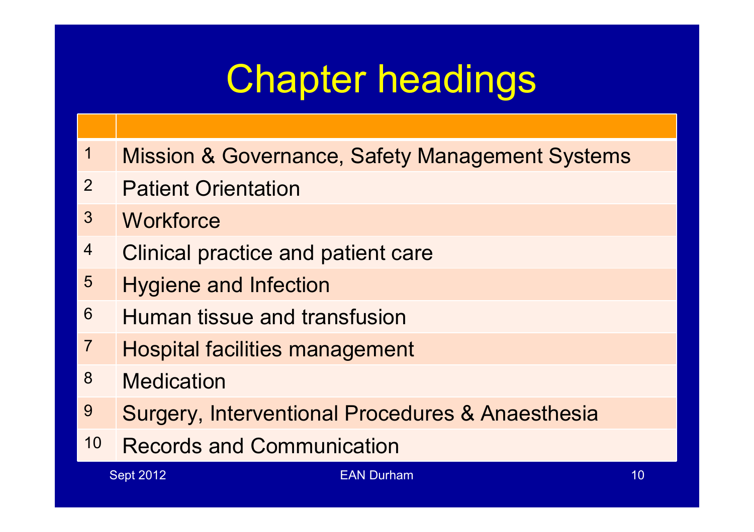# Chapter headings

| | |
|---|---|
| 1 | Mission & Governance, Safety Management Systems |
| 2 | Patient Orientation |
| 3 | Workforce |
| 4 | Clinical practice and patient care |
| 5 | Hygiene and Infection |
| 6 | Human tissue and transfusion |
| 7 | Hospital facilities management |
| 8 | Medication |
| 9 | Surgery, Interventional Procedures & Anaesthesia |
| 10 | Records and Communication |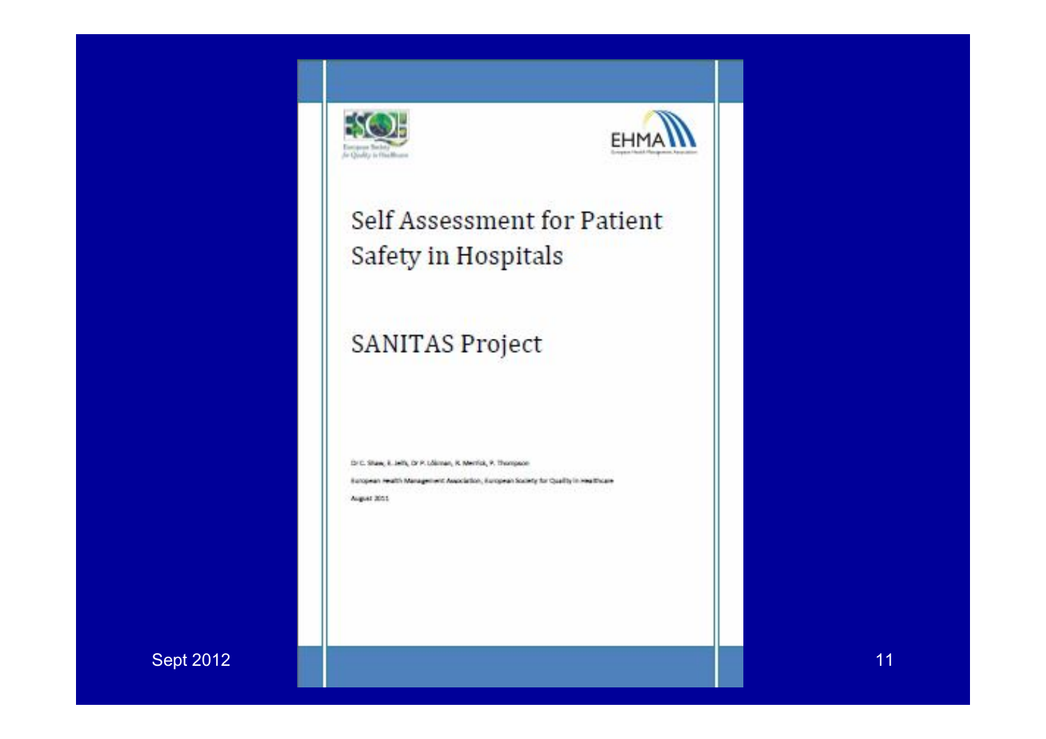European Society for Quality in Healthcare

EHMA
European Health Management Association

# Self Assessment for Patient Safety in Hospitals

## SANITAS Project

Dr C. Shaw, E. Jelfs, Dr P. Lőkman, R. Merrick, P. Thompson

European Health Management Association, European Society for Quality in Healthcare

August 2011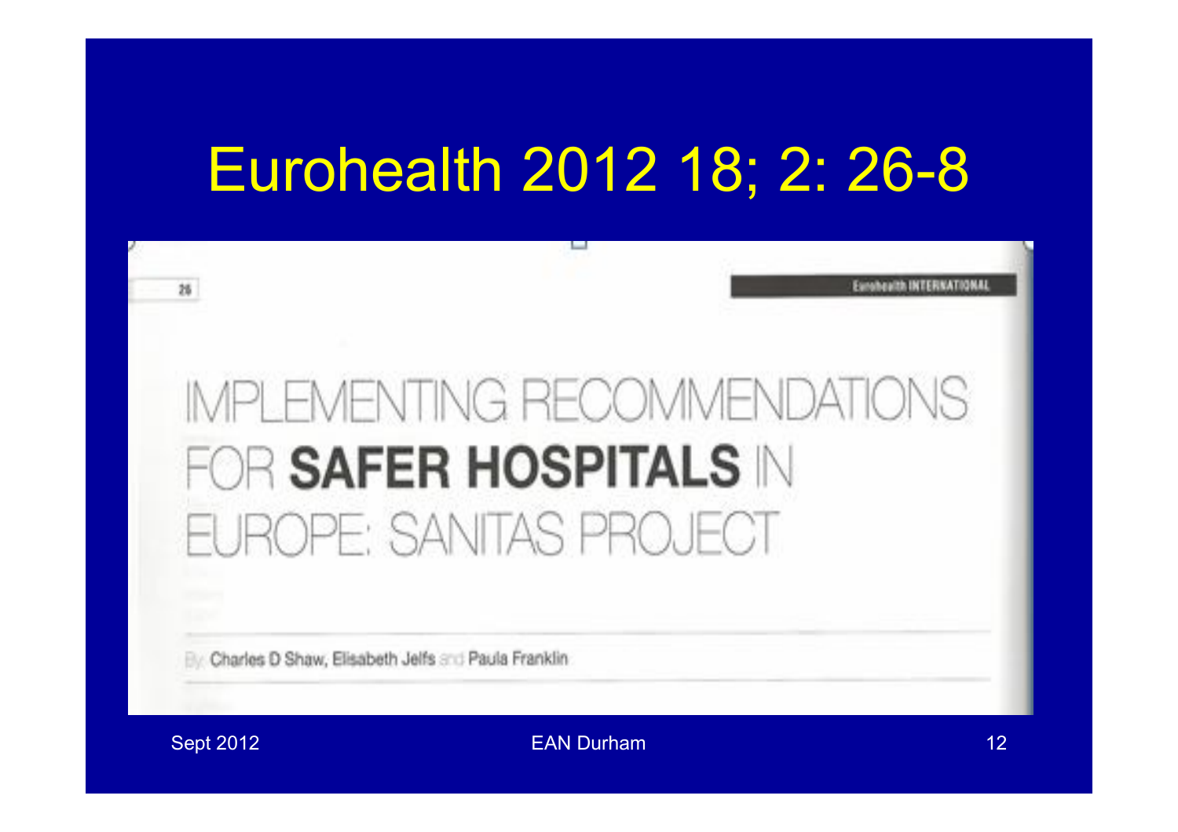# Eurohealth 2012 18; 2: 26-8

26

Eurohealth INTERNATIONAL

## IMPLEMENTING RECOMMENDATIONS FOR **SAFER HOSPITALS** IN EUROPE: SANITAS PROJECT

By: Charles D Shaw, Elisabeth Jelfs and Paula Franklin